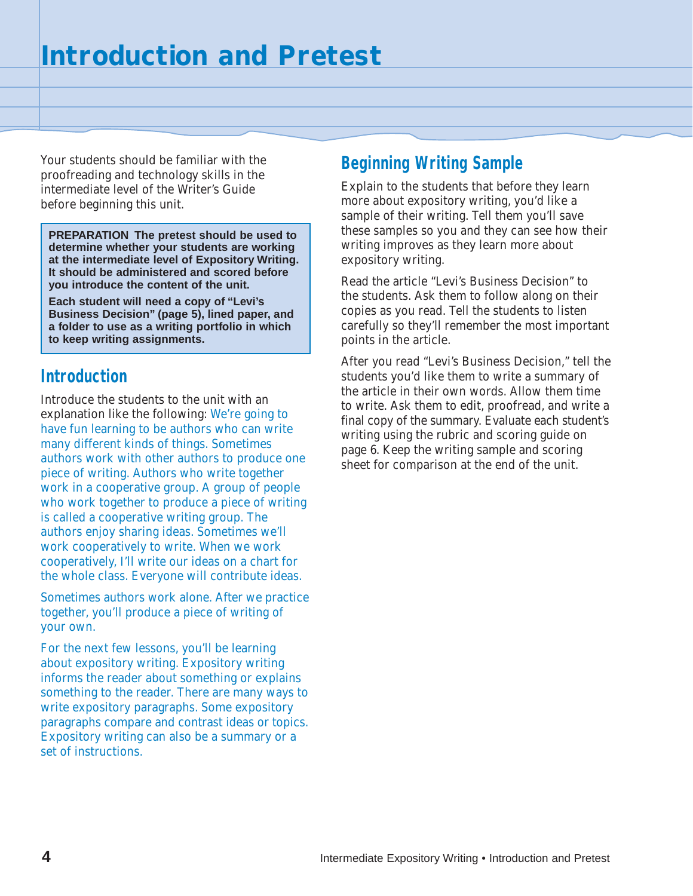# Introduction and Pretest

Your students should be familiar with the proofreading and technology skills in the intermediate level of the Writer's Guide before beginning this unit.

**PREPARATION The pretest should be used to determine whether your students are working at the intermediate level of Expository Writing. It should be administered and scored before you introduce the content of the unit.**

**Each student will need a copy of "Levi's Business Decision" (page 5), lined paper, and a folder to use as a writing portfolio in which to keep writing assignments.**

## Introduction

Introduce the students to the unit with an explanation like the following: We're going to have fun learning to be authors who can write many different kinds of things. Sometimes authors work with other authors to produce one piece of writing. Authors who write together work in a cooperative group. A group of people who work together to produce a piece of writing is called a cooperative writing group. The authors enjoy sharing ideas. Sometimes we'll work cooperatively to write. When we work cooperatively, I'll write our ideas on a chart for the whole class. Everyone will contribute ideas.

Sometimes authors work alone. After we practice together, you'll produce a piece of writing of your own.

For the next few lessons, you'll be learning about expository writing. Expository writing informs the reader about something or explains something to the reader. There are many ways to write expository paragraphs. Some expository paragraphs compare and contrast ideas or topics. Expository writing can also be a summary or a set of instructions.

## Beginning Writing Sample

Explain to the students that before they learn more about expository writing, you'd like a sample of their writing. Tell them you'll save these samples so you and they can see how their writing improves as they learn more about expository writing.

Read the article "Levi's Business Decision" to the students. Ask them to follow along on their copies as you read. Tell the students to listen carefully so they'll remember the most important points in the article.

After you read "Levi's Business Decision," tell the students you'd like them to write a summary of the article in their own words. Allow them time to write. Ask them to edit, proofread, and write a final copy of the summary. Evaluate each student's writing using the rubric and scoring guide on page 6. Keep the writing sample and scoring sheet for comparison at the end of the unit.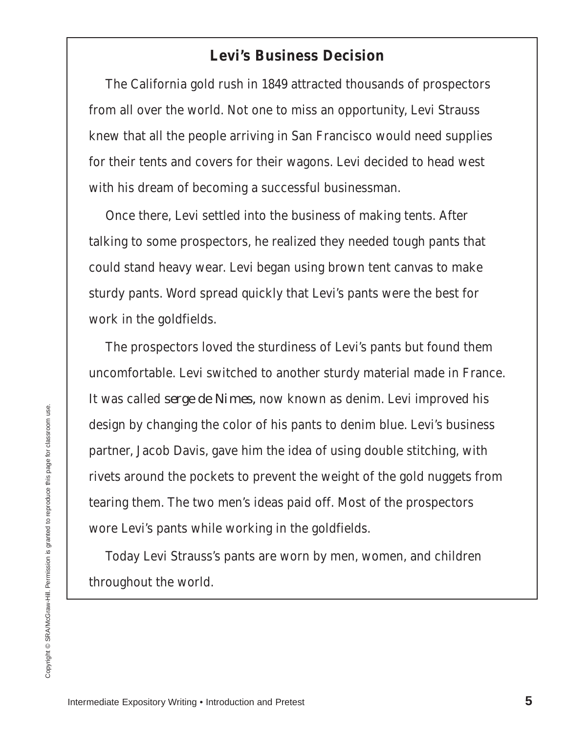## Levi's Business Decision

The California gold rush in 1849 attracted thousands of prospectors from all over the world. Not one to miss an opportunity, Levi Strauss knew that all the people arriving in San Francisco would need supplies for their tents and covers for their wagons. Levi decided to head west with his dream of becoming a successful businessman.

Once there, Levi settled into the business of making tents. After talking to some prospectors, he realized they needed tough pants that could stand heavy wear. Levi began using brown tent canvas to make sturdy pants. Word spread quickly that Levi's pants were the best for work in the goldfields.

The prospectors loved the sturdiness of Levi's pants but found them uncomfortable. Levi switched to another sturdy material made in France. It was called *serge de Nimes*, now known as denim. Levi improved his design by changing the color of his pants to denim blue. Levi's business partner, Jacob Davis, gave him the idea of using double stitching, with rivets around the pockets to prevent the weight of the gold nuggets from tearing them. The two men's ideas paid off. Most of the prospectors wore Levi's pants while working in the goldfields.

Today Levi Strauss's pants are worn by men, women, and children throughout the world.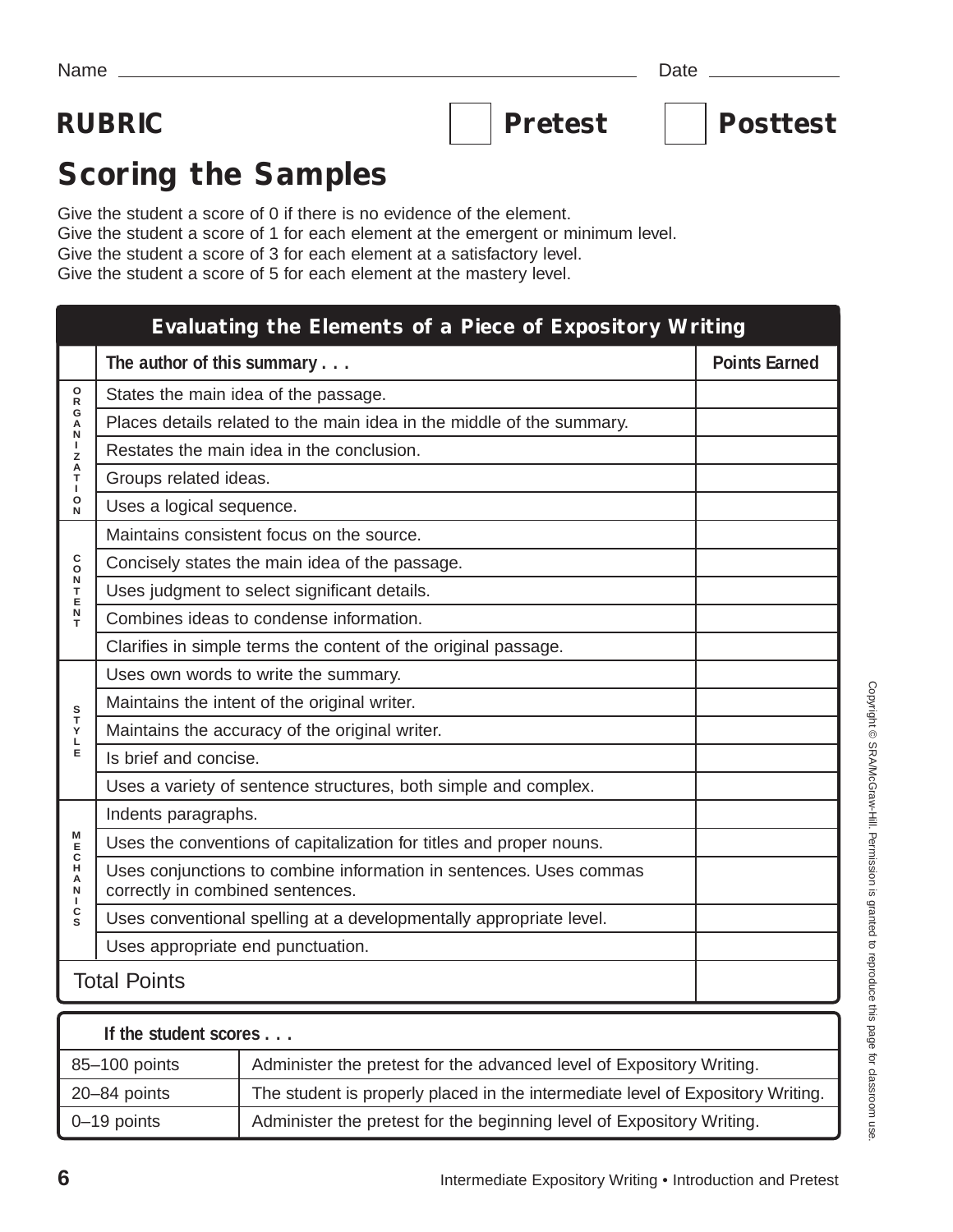Name ______________________________ Date ____________

**RUBRIC** ☐ **Pretest** ☐ **Posttest**

# Scoring the Samples

Give the student a score of 0 if there is no evidence of the element.
Give the student a score of 1 for each element at the emergent or minimum level.
Give the student a score of 3 for each element at a satisfactory level.
Give the student a score of 5 for each element at the mastery level.

**Evaluating the Elements of a Piece of Expository Writing**

| | The author of this summary . . . | Points Earned |
|---|---|---|
| ORGANIZATION | States the main idea of the passage. | |
| | Places details related to the main idea in the middle of the summary. | |
| | Restates the main idea in the conclusion. | |
| | Groups related ideas. | |
| | Uses a logical sequence. | |
| CONTENT | Maintains consistent focus on the source. | |
| | Concisely states the main idea of the passage. | |
| | Uses judgment to select significant details. | |
| | Combines ideas to condense information. | |
| | Clarifies in simple terms the content of the original passage. | |
| STYLE | Uses own words to write the summary. | |
| | Maintains the intent of the original writer. | |
| | Maintains the accuracy of the original writer. | |
| | Is brief and concise. | |
| | Uses a variety of sentence structures, both simple and complex. | |
| MECHANICS | Indents paragraphs. | |
| | Uses the conventions of capitalization for titles and proper nouns. | |
| | Uses conjunctions to combine information in sentences. Uses commas correctly in combined sentences. | |
| | Uses conventional spelling at a developmentally appropriate level. | |
| | Uses appropriate end punctuation. | |
| Total Points | | |

| If the student scores . . . | |
|---|---|
| 85–100 points | Administer the pretest for the advanced level of Expository Writing. |
| 20–84 points | The student is properly placed in the intermediate level of Expository Writing. |
| 0–19 points | Administer the pretest for the beginning level of Expository Writing. |

Copyright © SRA/McGraw-Hill. Permission is granted to reproduce this page for classroom use.